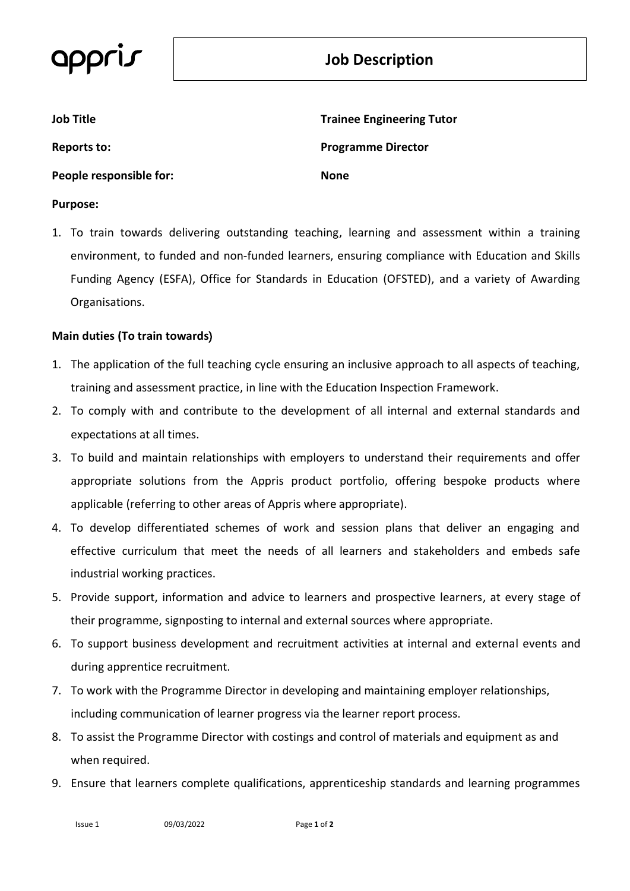appris

# Job Description

| | |
|---|---|
| **Job Title** | **Trainee Engineering Tutor** |
| **Reports to:** | **Programme Director** |
| **People responsible for:** | **None** |

**Purpose:**

1. To train towards delivering outstanding teaching, learning and assessment within a training environment, to funded and non-funded learners, ensuring compliance with Education and Skills Funding Agency (ESFA), Office for Standards in Education (OFSTED), and a variety of Awarding Organisations.

**Main duties (To train towards)**

1. The application of the full teaching cycle ensuring an inclusive approach to all aspects of teaching, training and assessment practice, in line with the Education Inspection Framework.
2. To comply with and contribute to the development of all internal and external standards and expectations at all times.
3. To build and maintain relationships with employers to understand their requirements and offer appropriate solutions from the Appris product portfolio, offering bespoke products where applicable (referring to other areas of Appris where appropriate).
4. To develop differentiated schemes of work and session plans that deliver an engaging and effective curriculum that meet the needs of all learners and stakeholders and embeds safe industrial working practices.
5. Provide support, information and advice to learners and prospective learners, at every stage of their programme, signposting to internal and external sources where appropriate.
6. To support business development and recruitment activities at internal and external events and during apprentice recruitment.
7. To work with the Programme Director in developing and maintaining employer relationships, including communication of learner progress via the learner report process.
8. To assist the Programme Director with costings and control of materials and equipment as and when required.
9. Ensure that learners complete qualifications, apprenticeship standards and learning programmes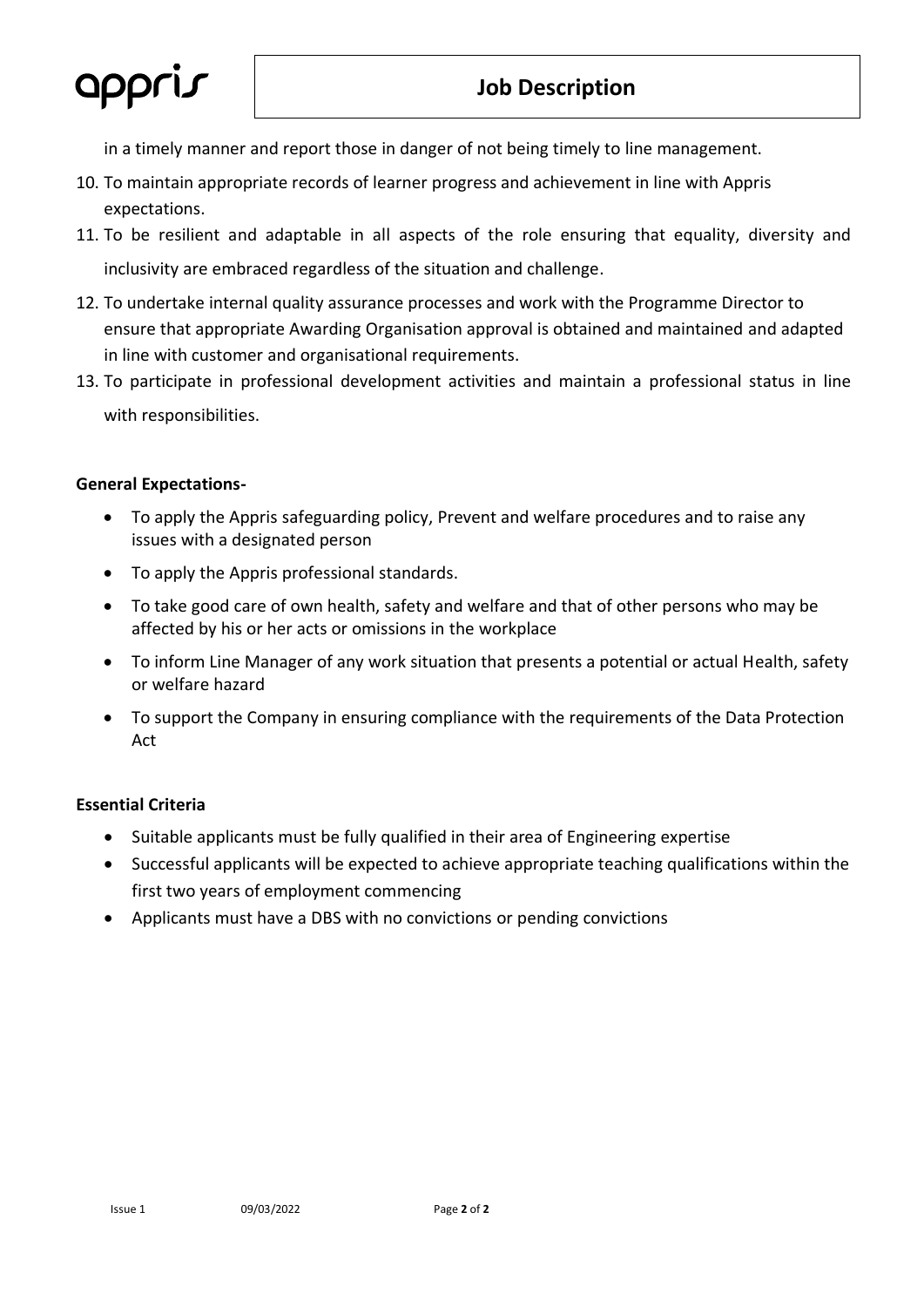in a timely manner and report those in danger of not being timely to line management.

10. To maintain appropriate records of learner progress and achievement in line with Appris expectations.
11. To be resilient and adaptable in all aspects of the role ensuring that equality, diversity and inclusivity are embraced regardless of the situation and challenge.
12. To undertake internal quality assurance processes and work with the Programme Director to ensure that appropriate Awarding Organisation approval is obtained and maintained and adapted in line with customer and organisational requirements.
13. To participate in professional development activities and maintain a professional status in line with responsibilities.

**General Expectations-**

- To apply the Appris safeguarding policy, Prevent and welfare procedures and to raise any issues with a designated person
- To apply the Appris professional standards.
- To take good care of own health, safety and welfare and that of other persons who may be affected by his or her acts or omissions in the workplace
- To inform Line Manager of any work situation that presents a potential or actual Health, safety or welfare hazard
- To support the Company in ensuring compliance with the requirements of the Data Protection Act

**Essential Criteria**

- Suitable applicants must be fully qualified in their area of Engineering expertise
- Successful applicants will be expected to achieve appropriate teaching qualifications within the first two years of employment commencing
- Applicants must have a DBS with no convictions or pending convictions